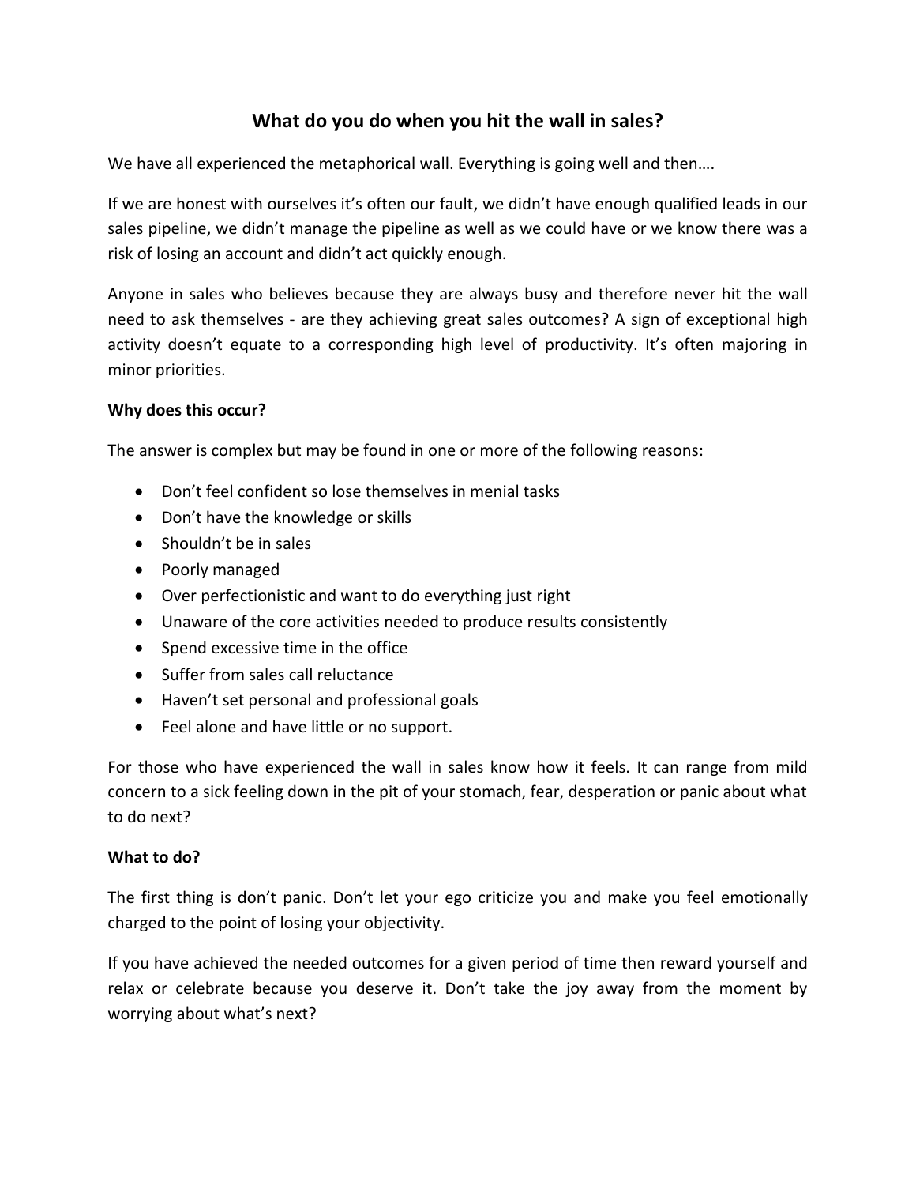# What do you do when you hit the wall in sales?

We have all experienced the metaphorical wall. Everything is going well and then….

If we are honest with ourselves it's often our fault, we didn't have enough qualified leads in our sales pipeline, we didn't manage the pipeline as well as we could have or we know there was a risk of losing an account and didn't act quickly enough.

Anyone in sales who believes because they are always busy and therefore never hit the wall need to ask themselves - are they achieving great sales outcomes? A sign of exceptional high activity doesn't equate to a corresponding high level of productivity. It's often majoring in minor priorities.

**Why does this occur?**

The answer is complex but may be found in one or more of the following reasons:

- Don't feel confident so lose themselves in menial tasks
- Don't have the knowledge or skills
- Shouldn't be in sales
- Poorly managed
- Over perfectionistic and want to do everything just right
- Unaware of the core activities needed to produce results consistently
- Spend excessive time in the office
- Suffer from sales call reluctance
- Haven't set personal and professional goals
- Feel alone and have little or no support.

For those who have experienced the wall in sales know how it feels. It can range from mild concern to a sick feeling down in the pit of your stomach, fear, desperation or panic about what to do next?

**What to do?**

The first thing is don't panic. Don't let your ego criticize you and make you feel emotionally charged to the point of losing your objectivity.

If you have achieved the needed outcomes for a given period of time then reward yourself and relax or celebrate because you deserve it. Don't take the joy away from the moment by worrying about what's next?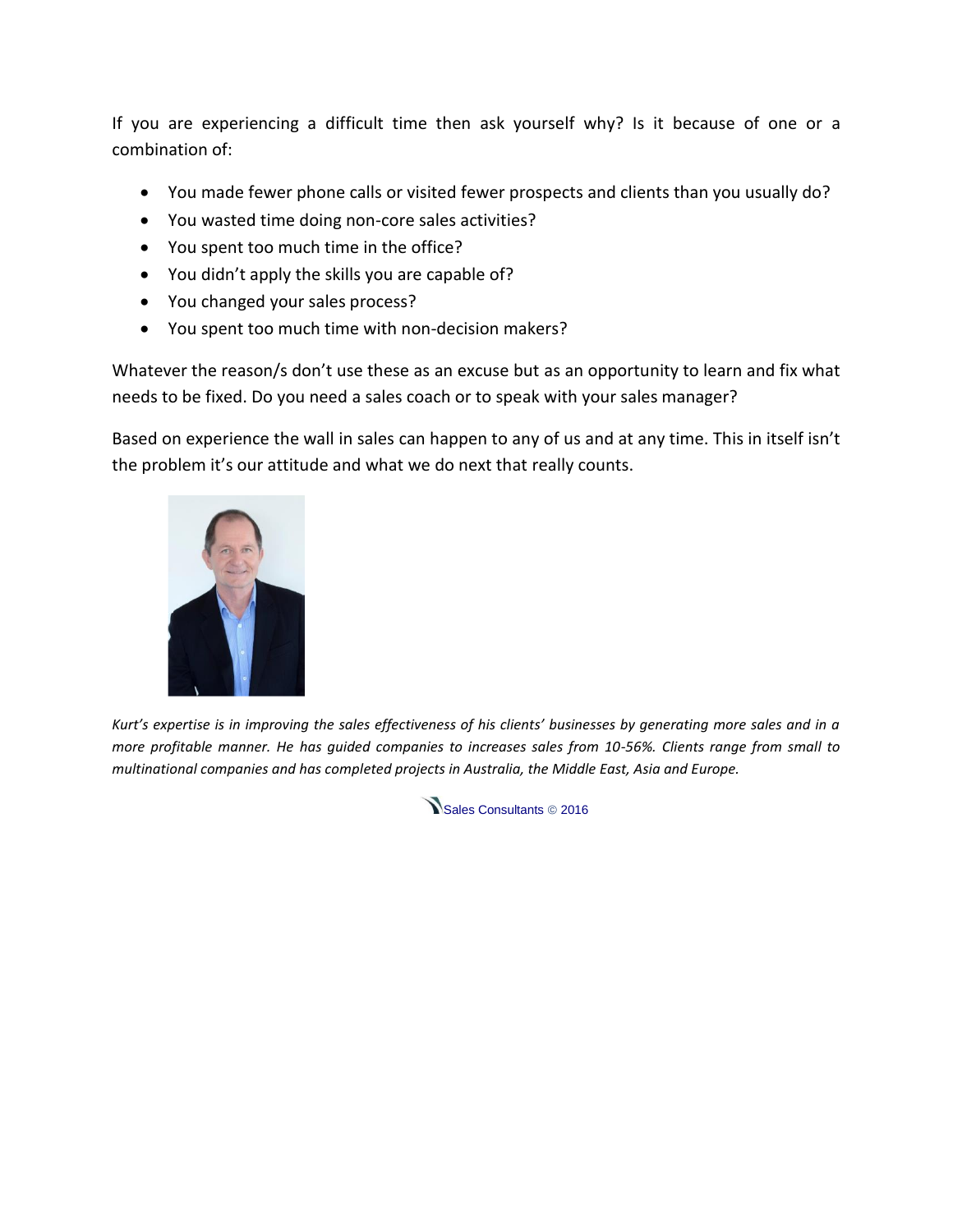If you are experiencing a difficult time then ask yourself why? Is it because of one or a combination of:

- You made fewer phone calls or visited fewer prospects and clients than you usually do?
- You wasted time doing non-core sales activities?
- You spent too much time in the office?
- You didn't apply the skills you are capable of?
- You changed your sales process?
- You spent too much time with non-decision makers?

Whatever the reason/s don't use these as an excuse but as an opportunity to learn and fix what needs to be fixed. Do you need a sales coach or to speak with your sales manager?

Based on experience the wall in sales can happen to any of us and at any time. This in itself isn't the problem it's our attitude and what we do next that really counts.

*Kurt's expertise is in improving the sales effectiveness of his clients' businesses by generating more sales and in a more profitable manner. He has guided companies to increases sales from 10-56%. Clients range from small to multinational companies and has completed projects in Australia, the Middle East, Asia and Europe.*

Sales Consultants © 2016